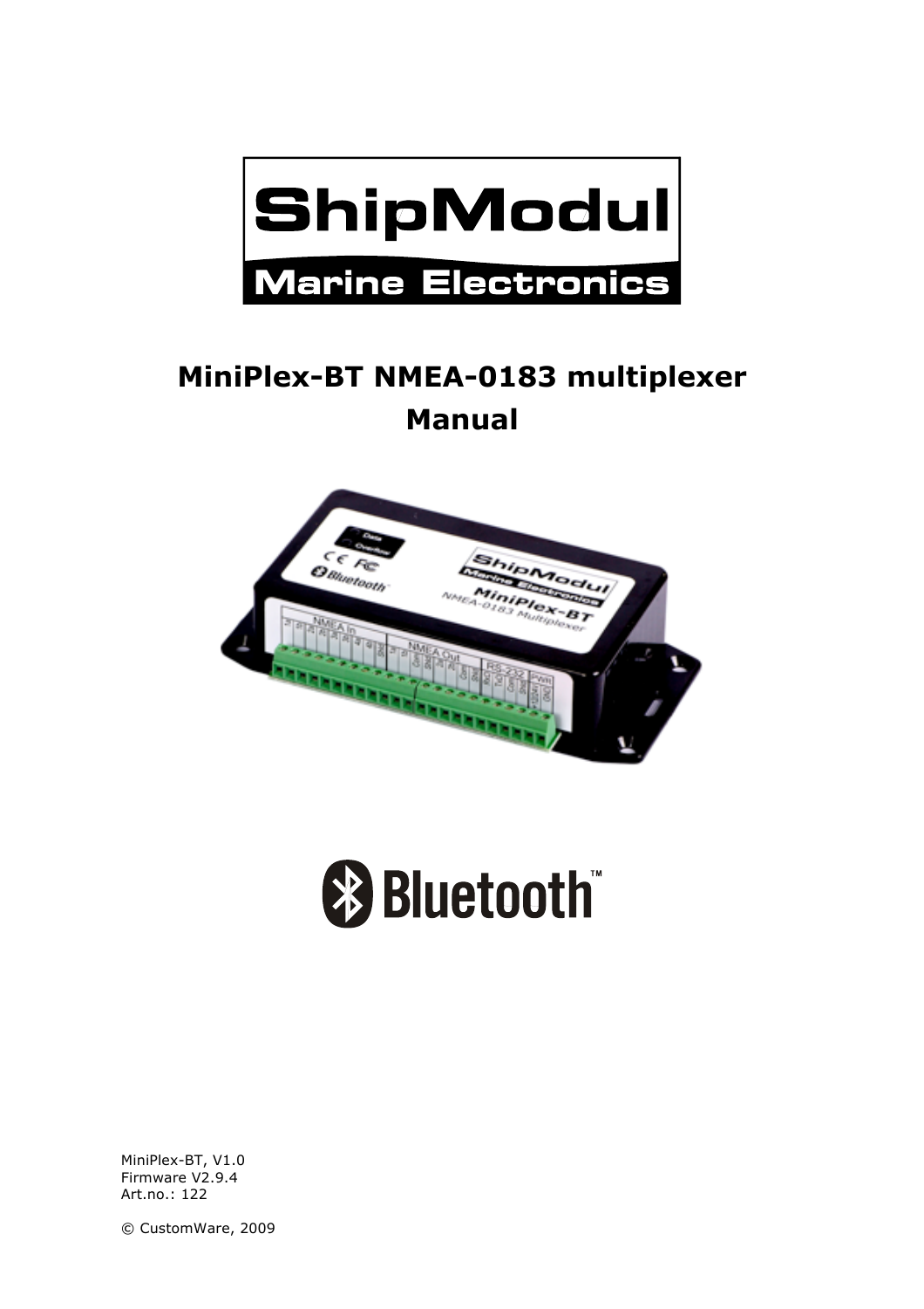ShipModul

Marine Electronics

# MiniPlex-BT NMEA-0183 multiplexer

# Manual

Bluetooth™

MiniPlex-BT, V1.0
Firmware V2.9.4
Art.no.: 122

© CustomWare, 2009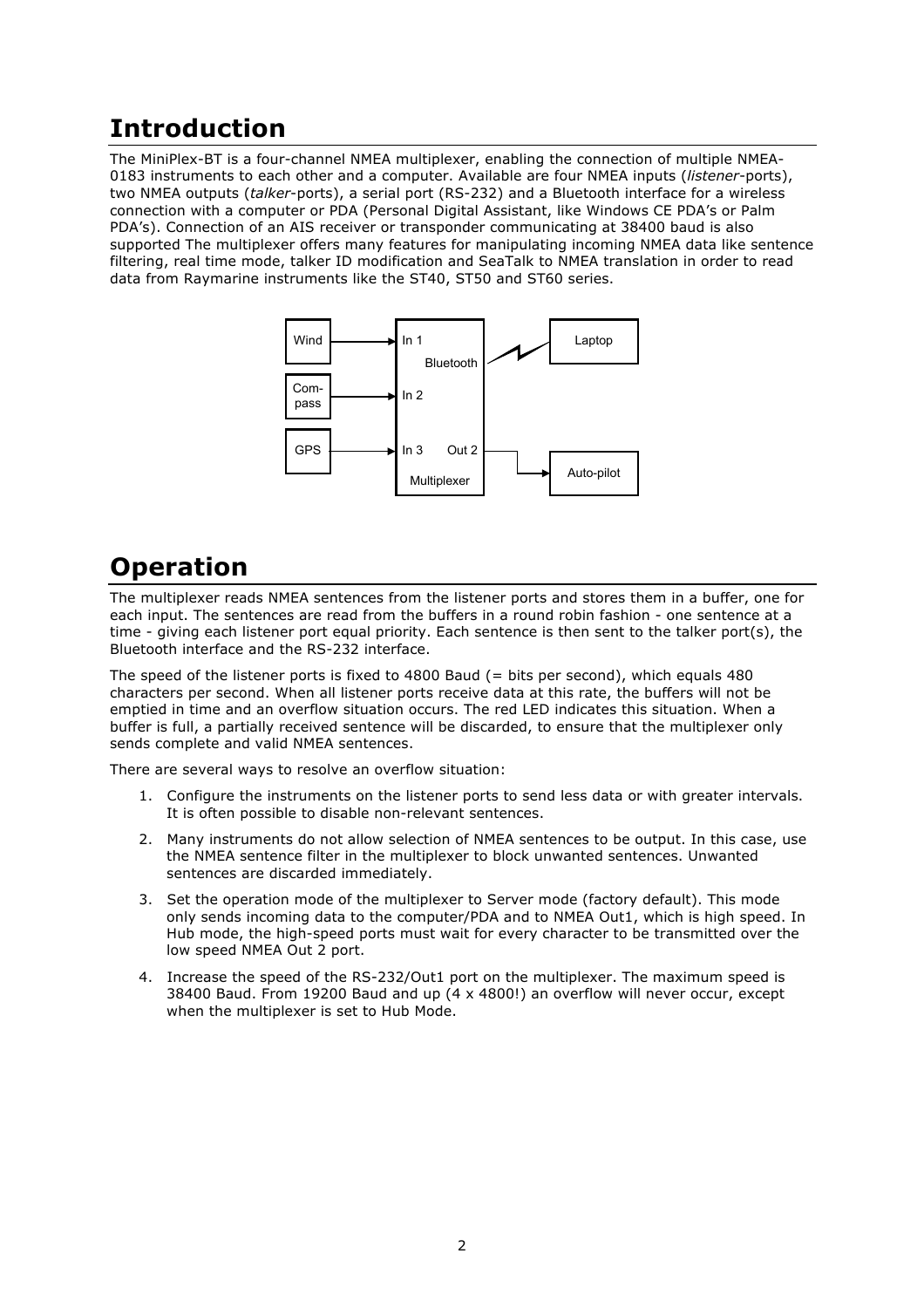# Introduction

The MiniPlex-BT is a four-channel NMEA multiplexer, enabling the connection of multiple NMEA-0183 instruments to each other and a computer. Available are four NMEA inputs (*listener*-ports), two NMEA outputs (*talker*-ports), a serial port (RS-232) and a Bluetooth interface for a wireless connection with a computer or PDA (Personal Digital Assistant, like Windows CE PDA's or Palm PDA's). Connection of an AIS receiver or transponder communicating at 38400 baud is also supported The multiplexer offers many features for manipulating incoming NMEA data like sentence filtering, real time mode, talker ID modification and SeaTalk to NMEA translation in order to read data from Raymarine instruments like the ST40, ST50 and ST60 series.

# Operation

The multiplexer reads NMEA sentences from the listener ports and stores them in a buffer, one for each input. The sentences are read from the buffers in a round robin fashion - one sentence at a time - giving each listener port equal priority. Each sentence is then sent to the talker port(s), the Bluetooth interface and the RS-232 interface.

The speed of the listener ports is fixed to 4800 Baud (= bits per second), which equals 480 characters per second. When all listener ports receive data at this rate, the buffers will not be emptied in time and an overflow situation occurs. The red LED indicates this situation. When a buffer is full, a partially received sentence will be discarded, to ensure that the multiplexer only sends complete and valid NMEA sentences.

There are several ways to resolve an overflow situation:

1. Configure the instruments on the listener ports to send less data or with greater intervals. It is often possible to disable non-relevant sentences.
2. Many instruments do not allow selection of NMEA sentences to be output. In this case, use the NMEA sentence filter in the multiplexer to block unwanted sentences. Unwanted sentences are discarded immediately.
3. Set the operation mode of the multiplexer to Server mode (factory default). This mode only sends incoming data to the computer/PDA and to NMEA Out1, which is high speed. In Hub mode, the high-speed ports must wait for every character to be transmitted over the low speed NMEA Out 2 port.
4. Increase the speed of the RS-232/Out1 port on the multiplexer. The maximum speed is 38400 Baud. From 19200 Baud and up (4 x 4800!) an overflow will never occur, except when the multiplexer is set to Hub Mode.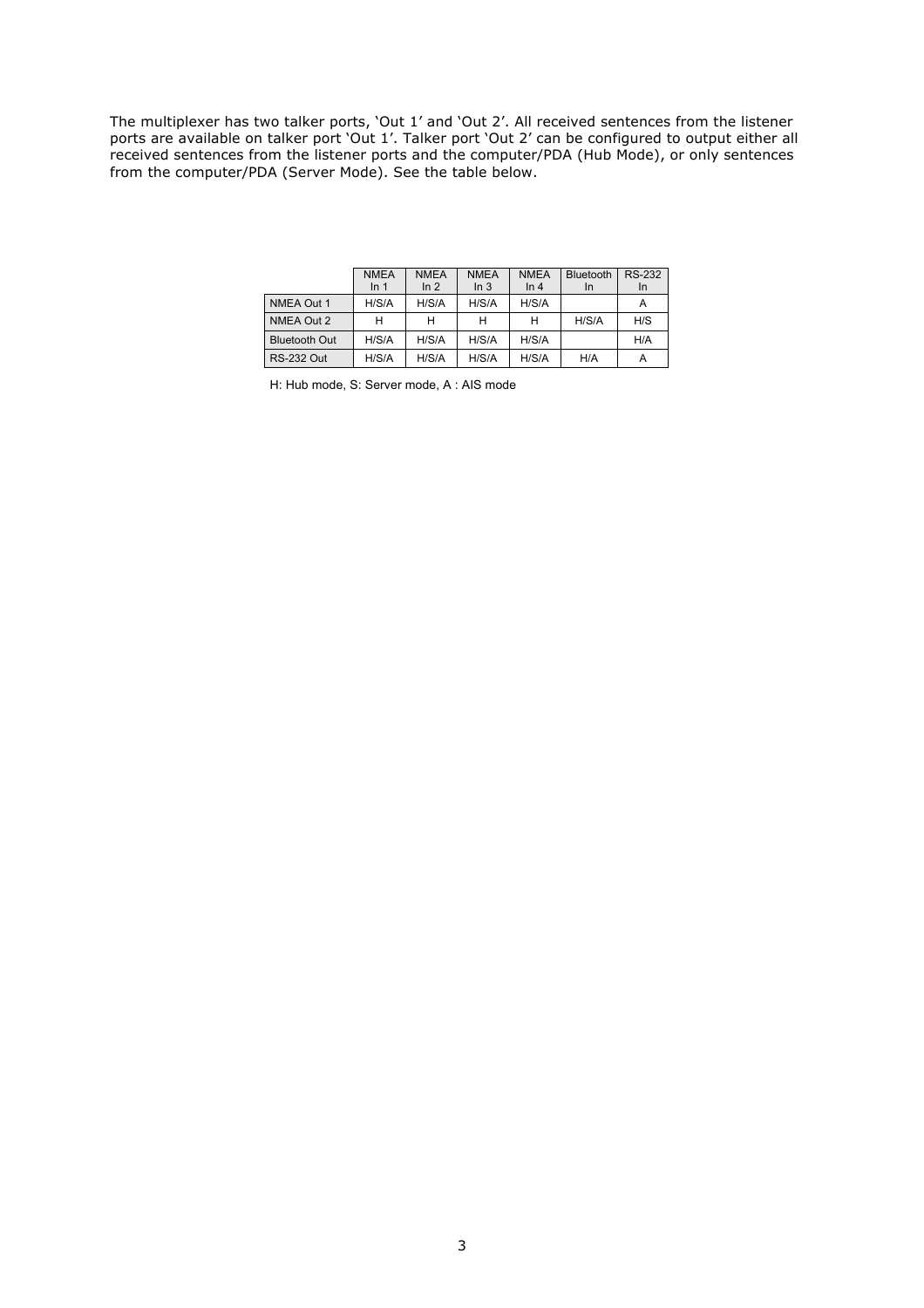The multiplexer has two talker ports, 'Out 1' and 'Out 2'. All received sentences from the listener ports are available on talker port 'Out 1'. Talker port 'Out 2' can be configured to output either all received sentences from the listener ports and the computer/PDA (Hub Mode), or only sentences from the computer/PDA (Server Mode). See the table below.

| | NMEA In 1 | NMEA In 2 | NMEA In 3 | NMEA In 4 | Bluetooth In | RS-232 In |
|---|---|---|---|---|---|---|
| NMEA Out 1 | H/S/A | H/S/A | H/S/A | H/S/A | | A |
| NMEA Out 2 | H | H | H | H | H/S/A | H/S |
| Bluetooth Out | H/S/A | H/S/A | H/S/A | H/S/A | | H/A |
| RS-232 Out | H/S/A | H/S/A | H/S/A | H/S/A | H/A | A |

H: Hub mode, S: Server mode, A : AIS mode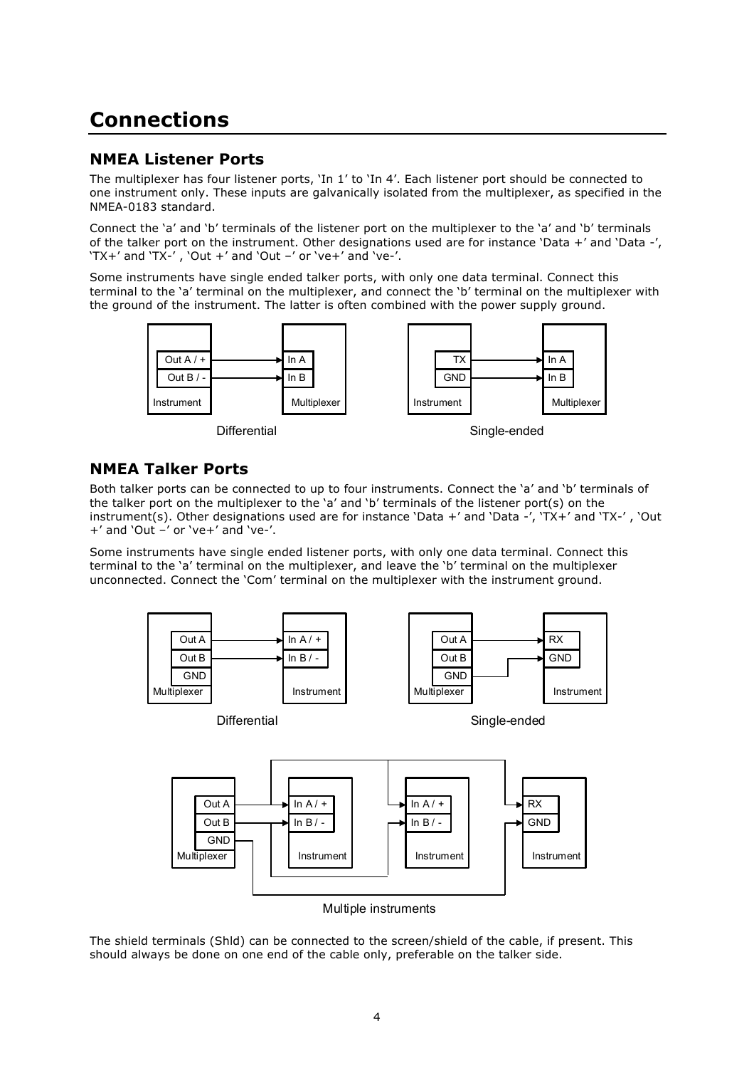# Connections

## NMEA Listener Ports

The multiplexer has four listener ports, 'In 1' to 'In 4'. Each listener port should be connected to one instrument only. These inputs are galvanically isolated from the multiplexer, as specified in the NMEA-0183 standard.

Connect the 'a' and 'b' terminals of the listener port on the multiplexer to the 'a' and 'b' terminals of the talker port on the instrument. Other designations used are for instance 'Data +' and 'Data -', 'TX+' and 'TX-' , 'Out +' and 'Out –' or 've+' and 've-'.

Some instruments have single ended talker ports, with only one data terminal. Connect this terminal to the 'a' terminal on the multiplexer, and connect the 'b' terminal on the multiplexer with the ground of the instrument. The latter is often combined with the power supply ground.

Differential

Single-ended

## NMEA Talker Ports

Both talker ports can be connected to up to four instruments. Connect the 'a' and 'b' terminals of the talker port on the multiplexer to the 'a' and 'b' terminals of the listener port(s) on the instrument(s). Other designations used are for instance 'Data +' and 'Data -', 'TX+' and 'TX-' , 'Out +' and 'Out –' or 've+' and 've-'.

Some instruments have single ended listener ports, with only one data terminal. Connect this terminal to the 'a' terminal on the multiplexer, and leave the 'b' terminal on the multiplexer unconnected. Connect the 'Com' terminal on the multiplexer with the instrument ground.

Differential

Single-ended

Multiple instruments

The shield terminals (Shld) can be connected to the screen/shield of the cable, if present. This should always be done on one end of the cable only, preferable on the talker side.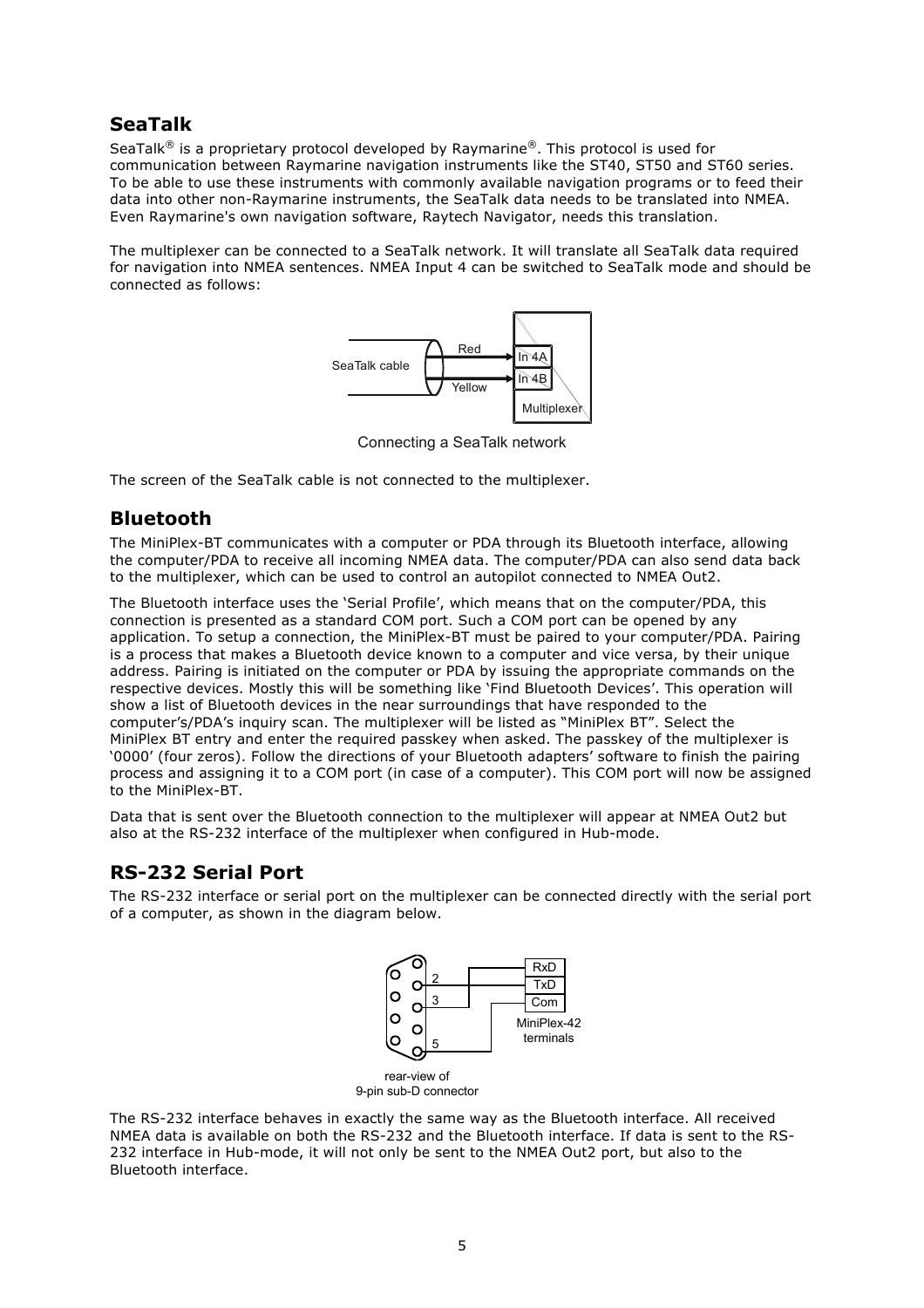## SeaTalk

SeaTalk® is a proprietary protocol developed by Raymarine®. This protocol is used for communication between Raymarine navigation instruments like the ST40, ST50 and ST60 series. To be able to use these instruments with commonly available navigation programs or to feed their data into other non-Raymarine instruments, the SeaTalk data needs to be translated into NMEA. Even Raymarine's own navigation software, Raytech Navigator, needs this translation.

The multiplexer can be connected to a SeaTalk network. It will translate all SeaTalk data required for navigation into NMEA sentences. NMEA Input 4 can be switched to SeaTalk mode and should be connected as follows:

Connecting a SeaTalk network

The screen of the SeaTalk cable is not connected to the multiplexer.

## Bluetooth

The MiniPlex-BT communicates with a computer or PDA through its Bluetooth interface, allowing the computer/PDA to receive all incoming NMEA data. The computer/PDA can also send data back to the multiplexer, which can be used to control an autopilot connected to NMEA Out2.

The Bluetooth interface uses the 'Serial Profile', which means that on the computer/PDA, this connection is presented as a standard COM port. Such a COM port can be opened by any application. To setup a connection, the MiniPlex-BT must be paired to your computer/PDA. Pairing is a process that makes a Bluetooth device known to a computer and vice versa, by their unique address. Pairing is initiated on the computer or PDA by issuing the appropriate commands on the respective devices. Mostly this will be something like 'Find Bluetooth Devices'. This operation will show a list of Bluetooth devices in the near surroundings that have responded to the computer's/PDA's inquiry scan. The multiplexer will be listed as "MiniPlex BT". Select the MiniPlex BT entry and enter the required passkey when asked. The passkey of the multiplexer is '0000' (four zeros). Follow the directions of your Bluetooth adapters' software to finish the pairing process and assigning it to a COM port (in case of a computer). This COM port will now be assigned to the MiniPlex-BT.

Data that is sent over the Bluetooth connection to the multiplexer will appear at NMEA Out2 but also at the RS-232 interface of the multiplexer when configured in Hub-mode.

## RS-232 Serial Port

The RS-232 interface or serial port on the multiplexer can be connected directly with the serial port of a computer, as shown in the diagram below.

rear-view of 9-pin sub-D connector

The RS-232 interface behaves in exactly the same way as the Bluetooth interface. All received NMEA data is available on both the RS-232 and the Bluetooth interface. If data is sent to the RS-232 interface in Hub-mode, it will not only be sent to the NMEA Out2 port, but also to the Bluetooth interface.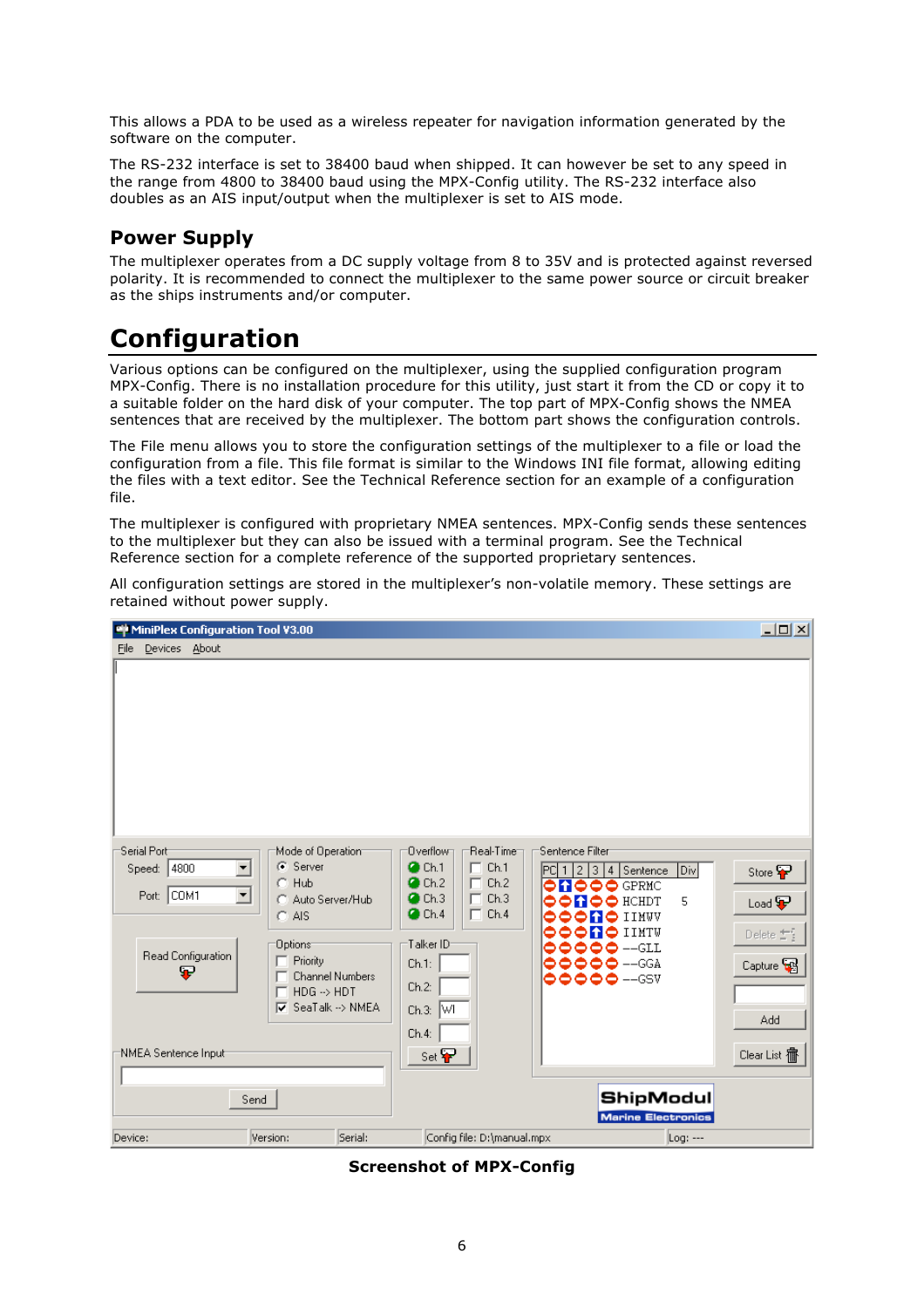This allows a PDA to be used as a wireless repeater for navigation information generated by the software on the computer.

The RS-232 interface is set to 38400 baud when shipped. It can however be set to any speed in the range from 4800 to 38400 baud using the MPX-Config utility. The RS-232 interface also doubles as an AIS input/output when the multiplexer is set to AIS mode.

## Power Supply

The multiplexer operates from a DC supply voltage from 8 to 35V and is protected against reversed polarity. It is recommended to connect the multiplexer to the same power source or circuit breaker as the ships instruments and/or computer.

# Configuration

Various options can be configured on the multiplexer, using the supplied configuration program MPX-Config. There is no installation procedure for this utility, just start it from the CD or copy it to a suitable folder on the hard disk of your computer. The top part of MPX-Config shows the NMEA sentences that are received by the multiplexer. The bottom part shows the configuration controls.

The File menu allows you to store the configuration settings of the multiplexer to a file or load the configuration from a file. This file format is similar to the Windows INI file format, allowing editing the files with a text editor. See the Technical Reference section for an example of a configuration file.

The multiplexer is configured with proprietary NMEA sentences. MPX-Config sends these sentences to the multiplexer but they can also be issued with a terminal program. See the Technical Reference section for a complete reference of the supported proprietary sentences.

All configuration settings are stored in the multiplexer's non-volatile memory. These settings are retained without power supply.

**Screenshot of MPX-Config**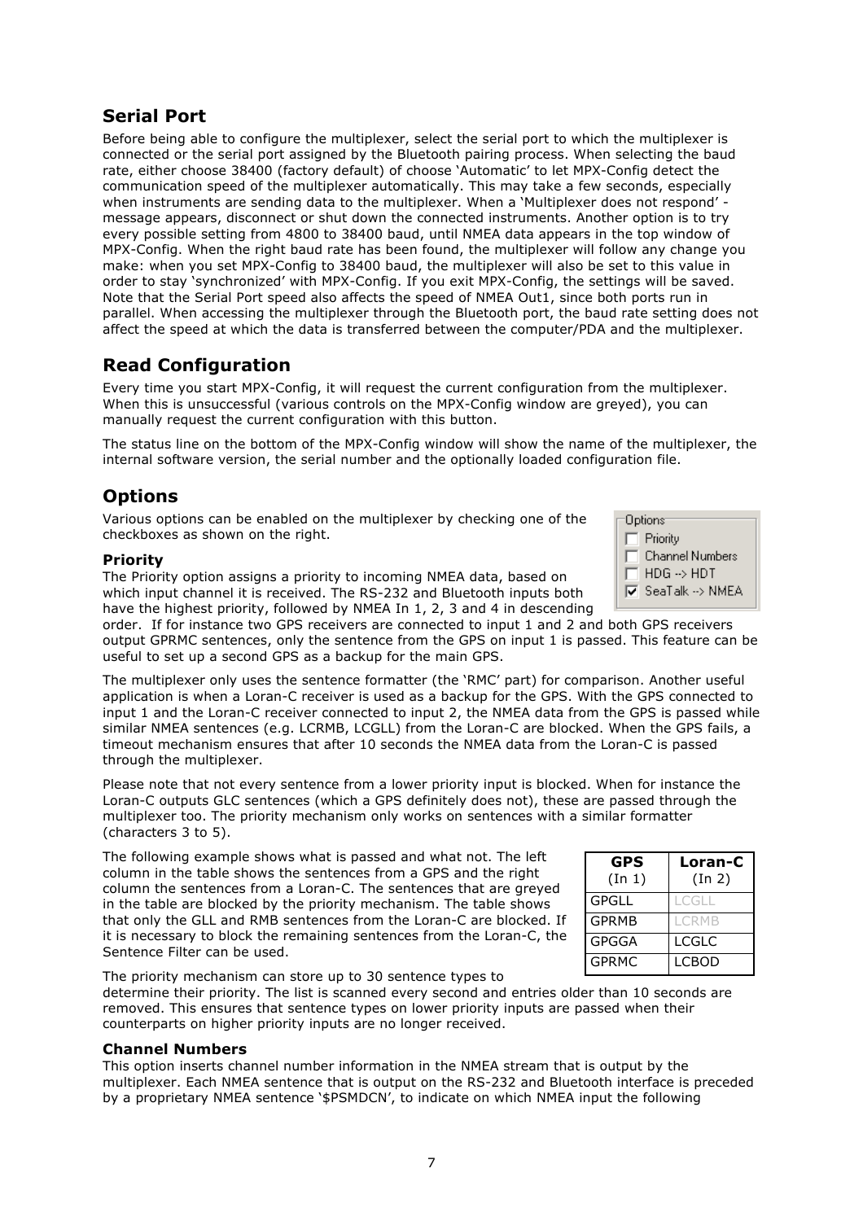## Serial Port

Before being able to configure the multiplexer, select the serial port to which the multiplexer is connected or the serial port assigned by the Bluetooth pairing process. When selecting the baud rate, either choose 38400 (factory default) of choose 'Automatic' to let MPX-Config detect the communication speed of the multiplexer automatically. This may take a few seconds, especially when instruments are sending data to the multiplexer. When a 'Multiplexer does not respond' - message appears, disconnect or shut down the connected instruments. Another option is to try every possible setting from 4800 to 38400 baud, until NMEA data appears in the top window of MPX-Config. When the right baud rate has been found, the multiplexer will follow any change you make: when you set MPX-Config to 38400 baud, the multiplexer will also be set to this value in order to stay 'synchronized' with MPX-Config. If you exit MPX-Config, the settings will be saved. Note that the Serial Port speed also affects the speed of NMEA Out1, since both ports run in parallel. When accessing the multiplexer through the Bluetooth port, the baud rate setting does not affect the speed at which the data is transferred between the computer/PDA and the multiplexer.

## Read Configuration

Every time you start MPX-Config, it will request the current configuration from the multiplexer. When this is unsuccessful (various controls on the MPX-Config window are greyed), you can manually request the current configuration with this button.

The status line on the bottom of the MPX-Config window will show the name of the multiplexer, the internal software version, the serial number and the optionally loaded configuration file.

## Options

Various options can be enabled on the multiplexer by checking one of the checkboxes as shown on the right.

Options
- [ ] Priority
- [ ] Channel Numbers
- [ ] HDG --> HDT
- [x] SeaTalk --> NMEA

### Priority

The Priority option assigns a priority to incoming NMEA data, based on which input channel it is received. The RS-232 and Bluetooth inputs both have the highest priority, followed by NMEA In 1, 2, 3 and 4 in descending order. If for instance two GPS receivers are connected to input 1 and 2 and both GPS receivers output GPRMC sentences, only the sentence from the GPS on input 1 is passed. This feature can be useful to set up a second GPS as a backup for the main GPS.

The multiplexer only uses the sentence formatter (the 'RMC' part) for comparison. Another useful application is when a Loran-C receiver is used as a backup for the GPS. With the GPS connected to input 1 and the Loran-C receiver connected to input 2, the NMEA data from the GPS is passed while similar NMEA sentences (e.g. LCRMB, LCGLL) from the Loran-C are blocked. When the GPS fails, a timeout mechanism ensures that after 10 seconds the NMEA data from the Loran-C is passed through the multiplexer.

Please note that not every sentence from a lower priority input is blocked. When for instance the Loran-C outputs GLC sentences (which a GPS definitely does not), these are passed through the multiplexer too. The priority mechanism only works on sentences with a similar formatter (characters 3 to 5).

The following example shows what is passed and what not. The left column in the table shows the sentences from a GPS and the right column the sentences from a Loran-C. The sentences that are greyed in the table are blocked by the priority mechanism. The table shows that only the GLL and RMB sentences from the Loran-C are blocked. If it is necessary to block the remaining sentences from the Loran-C, the Sentence Filter can be used.

| **GPS** (In 1) | **Loran-C** (In 2) |
|---|---|
| GPGLL | LCGLL |
| GPRMB | LCRMB |
| GPGGA | LCGLC |
| GPRMC | LCBOD |

The priority mechanism can store up to 30 sentence types to determine their priority. The list is scanned every second and entries older than 10 seconds are removed. This ensures that sentence types on lower priority inputs are passed when their counterparts on higher priority inputs are no longer received.

### Channel Numbers

This option inserts channel number information in the NMEA stream that is output by the multiplexer. Each NMEA sentence that is output on the RS-232 and Bluetooth interface is preceded by a proprietary NMEA sentence '$PSMDCN', to indicate on which NMEA input the following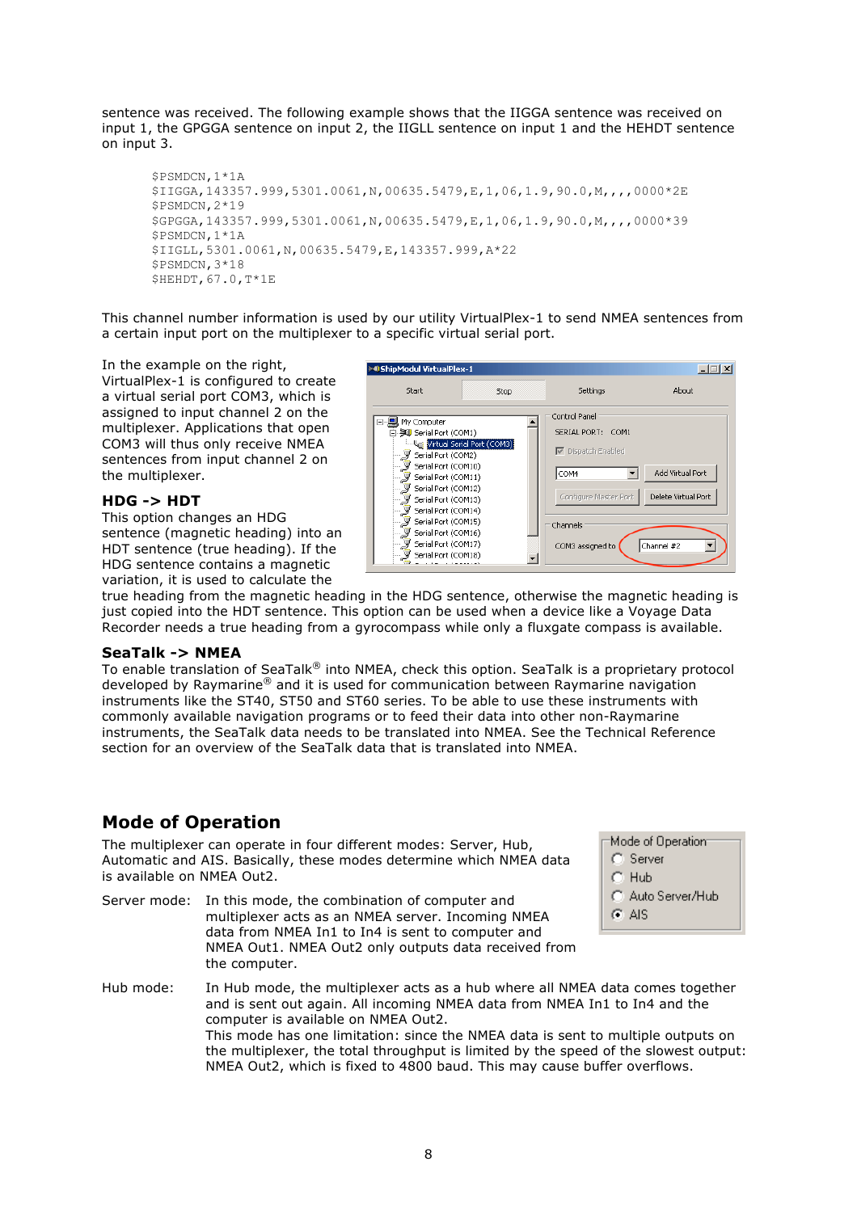sentence was received. The following example shows that the IIGGA sentence was received on input 1, the GPGGA sentence on input 2, the IIGLL sentence on input 1 and the HEHDT sentence on input 3.

```
$PSMDCN,1*1A
$IIGGA,143357.999,5301.0061,N,00635.5479,E,1,06,1.9,90.0,M,,,,0000*2E
$PSMDCN,2*19
$GPGGA,143357.999,5301.0061,N,00635.5479,E,1,06,1.9,90.0,M,,,,0000*39
$PSMDCN,1*1A
$IIGLL,5301.0061,N,00635.5479,E,143357.999,A*22
$PSMDCN,3*18
$HEHDT,67.0,T*1E
```

This channel number information is used by our utility VirtualPlex-1 to send NMEA sentences from a certain input port on the multiplexer to a specific virtual serial port.

In the example on the right, VirtualPlex-1 is configured to create a virtual serial port COM3, which is assigned to input channel 2 on the multiplexer. Applications that open COM3 will thus only receive NMEA sentences from input channel 2 on the multiplexer.

### HDG -> HDT

This option changes an HDG sentence (magnetic heading) into an HDT sentence (true heading). If the HDG sentence contains a magnetic variation, it is used to calculate the true heading from the magnetic heading in the HDG sentence, otherwise the magnetic heading is just copied into the HDT sentence. This option can be used when a device like a Voyage Data Recorder needs a true heading from a gyrocompass while only a fluxgate compass is available.

### SeaTalk -> NMEA

To enable translation of SeaTalk® into NMEA, check this option. SeaTalk is a proprietary protocol developed by Raymarine® and it is used for communication between Raymarine navigation instruments like the ST40, ST50 and ST60 series. To be able to use these instruments with commonly available navigation programs or to feed their data into other non-Raymarine instruments, the SeaTalk data needs to be translated into NMEA. See the Technical Reference section for an overview of the SeaTalk data that is translated into NMEA.

## Mode of Operation

The multiplexer can operate in four different modes: Server, Hub, Automatic and AIS. Basically, these modes determine which NMEA data is available on NMEA Out2.

Server mode: In this mode, the combination of computer and multiplexer acts as an NMEA server. Incoming NMEA data from NMEA In1 to In4 is sent to computer and NMEA Out1. NMEA Out2 only outputs data received from the computer.

Hub mode: In Hub mode, the multiplexer acts as a hub where all NMEA data comes together and is sent out again. All incoming NMEA data from NMEA In1 to In4 and the computer is available on NMEA Out2.
This mode has one limitation: since the NMEA data is sent to multiple outputs on the multiplexer, the total throughput is limited by the speed of the slowest output: NMEA Out2, which is fixed to 4800 baud. This may cause buffer overflows.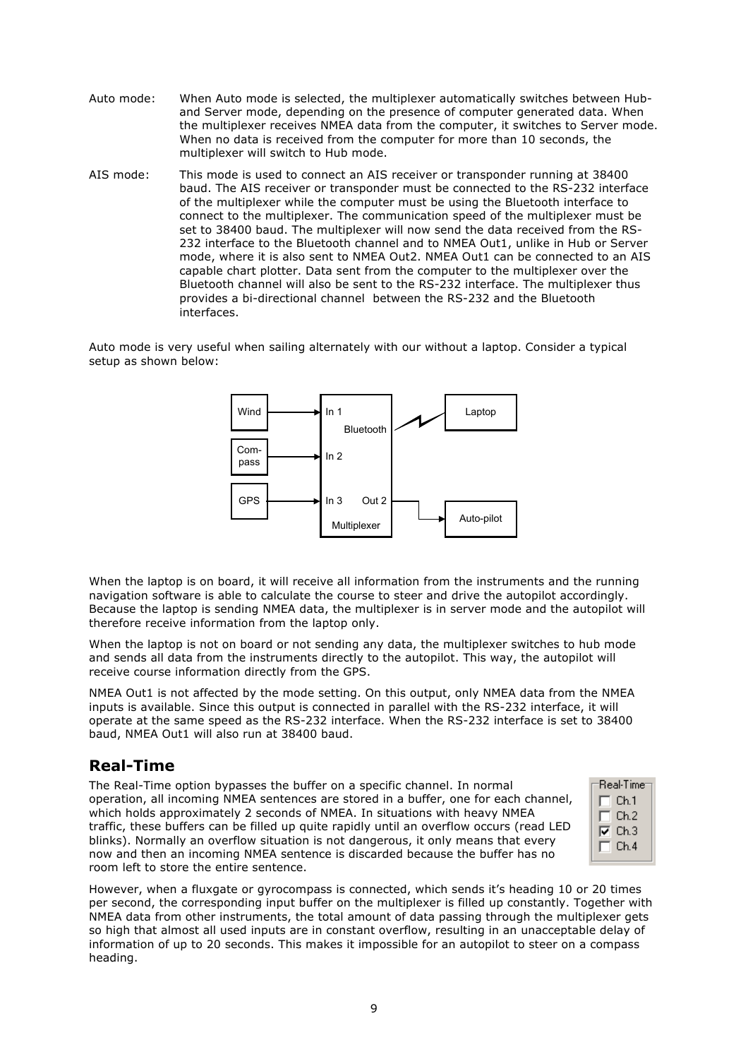Auto mode: When Auto mode is selected, the multiplexer automatically switches between Hub- and Server mode, depending on the presence of computer generated data. When the multiplexer receives NMEA data from the computer, it switches to Server mode. When no data is received from the computer for more than 10 seconds, the multiplexer will switch to Hub mode.

AIS mode: This mode is used to connect an AIS receiver or transponder running at 38400 baud. The AIS receiver or transponder must be connected to the RS-232 interface of the multiplexer while the computer must be using the Bluetooth interface to connect to the multiplexer. The communication speed of the multiplexer must be set to 38400 baud. The multiplexer will now send the data received from the RS-232 interface to the Bluetooth channel and to NMEA Out1, unlike in Hub or Server mode, where it is also sent to NMEA Out2. NMEA Out1 can be connected to an AIS capable chart plotter. Data sent from the computer to the multiplexer over the Bluetooth channel will also be sent to the RS-232 interface. The multiplexer thus provides a bi-directional channel between the RS-232 and the Bluetooth interfaces.

Auto mode is very useful when sailing alternately with our without a laptop. Consider a typical setup as shown below:

When the laptop is on board, it will receive all information from the instruments and the running navigation software is able to calculate the course to steer and drive the autopilot accordingly. Because the laptop is sending NMEA data, the multiplexer is in server mode and the autopilot will therefore receive information from the laptop only.

When the laptop is not on board or not sending any data, the multiplexer switches to hub mode and sends all data from the instruments directly to the autopilot. This way, the autopilot will receive course information directly from the GPS.

NMEA Out1 is not affected by the mode setting. On this output, only NMEA data from the NMEA inputs is available. Since this output is connected in parallel with the RS-232 interface, it will operate at the same speed as the RS-232 interface. When the RS-232 interface is set to 38400 baud, NMEA Out1 will also run at 38400 baud.

## Real-Time

The Real-Time option bypasses the buffer on a specific channel. In normal operation, all incoming NMEA sentences are stored in a buffer, one for each channel, which holds approximately 2 seconds of NMEA. In situations with heavy NMEA traffic, these buffers can be filled up quite rapidly until an overflow occurs (read LED blinks). Normally an overflow situation is not dangerous, it only means that every now and then an incoming NMEA sentence is discarded because the buffer has no room left to store the entire sentence.

However, when a fluxgate or gyrocompass is connected, which sends it's heading 10 or 20 times per second, the corresponding input buffer on the multiplexer is filled up constantly. Together with NMEA data from other instruments, the total amount of data passing through the multiplexer gets so high that almost all used inputs are in constant overflow, resulting in an unacceptable delay of information of up to 20 seconds. This makes it impossible for an autopilot to steer on a compass heading.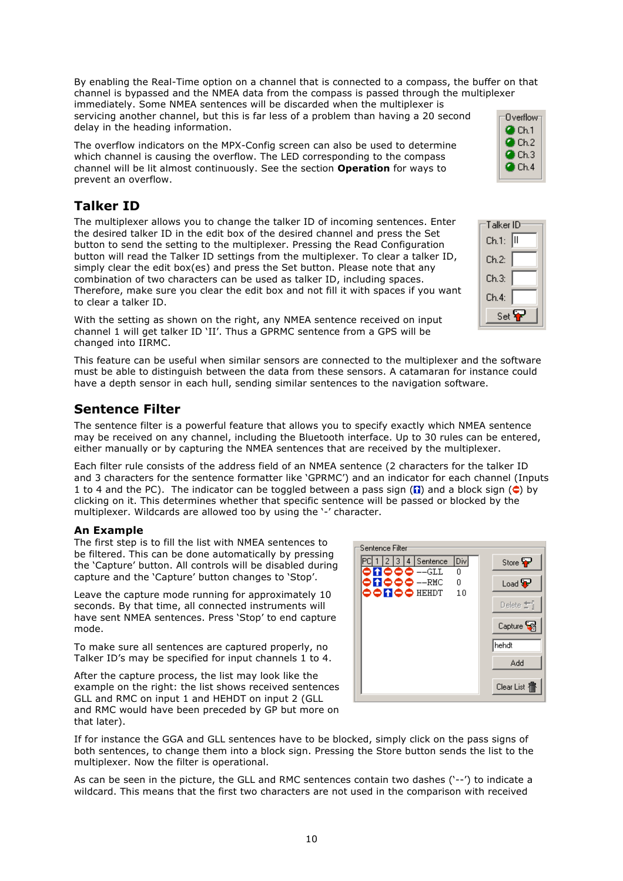By enabling the Real-Time option on a channel that is connected to a compass, the buffer on that channel is bypassed and the NMEA data from the compass is passed through the multiplexer immediately. Some NMEA sentences will be discarded when the multiplexer is servicing another channel, but this is far less of a problem than having a 20 second delay in the heading information.

The overflow indicators on the MPX-Config screen can also be used to determine which channel is causing the overflow. The LED corresponding to the compass channel will be lit almost continuously. See the section **Operation** for ways to prevent an overflow.

## Talker ID

The multiplexer allows you to change the talker ID of incoming sentences. Enter the desired talker ID in the edit box of the desired channel and press the Set button to send the setting to the multiplexer. Pressing the Read Configuration button will read the Talker ID settings from the multiplexer. To clear a talker ID, simply clear the edit box(es) and press the Set button. Please note that any combination of two characters can be used as talker ID, including spaces. Therefore, make sure you clear the edit box and not fill it with spaces if you want to clear a talker ID.

With the setting as shown on the right, any NMEA sentence received on input channel 1 will get talker ID 'II'. Thus a GPRMC sentence from a GPS will be changed into IIRMC.

This feature can be useful when similar sensors are connected to the multiplexer and the software must be able to distinguish between the data from these sensors. A catamaran for instance could have a depth sensor in each hull, sending similar sentences to the navigation software.

## Sentence Filter

The sentence filter is a powerful feature that allows you to specify exactly which NMEA sentence may be received on any channel, including the Bluetooth interface. Up to 30 rules can be entered, either manually or by capturing the NMEA sentences that are received by the multiplexer.

Each filter rule consists of the address field of an NMEA sentence (2 characters for the talker ID and 3 characters for the sentence formatter like 'GPRMC') and an indicator for each channel (Inputs 1 to 4 and the PC). The indicator can be toggled between a pass sign () and a block sign () by clicking on it. This determines whether that specific sentence will be passed or blocked by the multiplexer. Wildcards are allowed too by using the '-' character.

### An Example

The first step is to fill the list with NMEA sentences to be filtered. This can be done automatically by pressing the 'Capture' button. All controls will be disabled during capture and the 'Capture' button changes to 'Stop'.

Leave the capture mode running for approximately 10 seconds. By that time, all connected instruments will have sent NMEA sentences. Press 'Stop' to end capture mode.

To make sure all sentences are captured properly, no Talker ID's may be specified for input channels 1 to 4.

After the capture process, the list may look like the example on the right: the list shows received sentences GLL and RMC on input 1 and HEHDT on input 2 (GLL and RMC would have been preceded by GP but more on that later).

If for instance the GGA and GLL sentences have to be blocked, simply click on the pass signs of both sentences, to change them into a block sign. Pressing the Store button sends the list to the multiplexer. Now the filter is operational.

As can be seen in the picture, the GLL and RMC sentences contain two dashes ('--') to indicate a wildcard. This means that the first two characters are not used in the comparison with received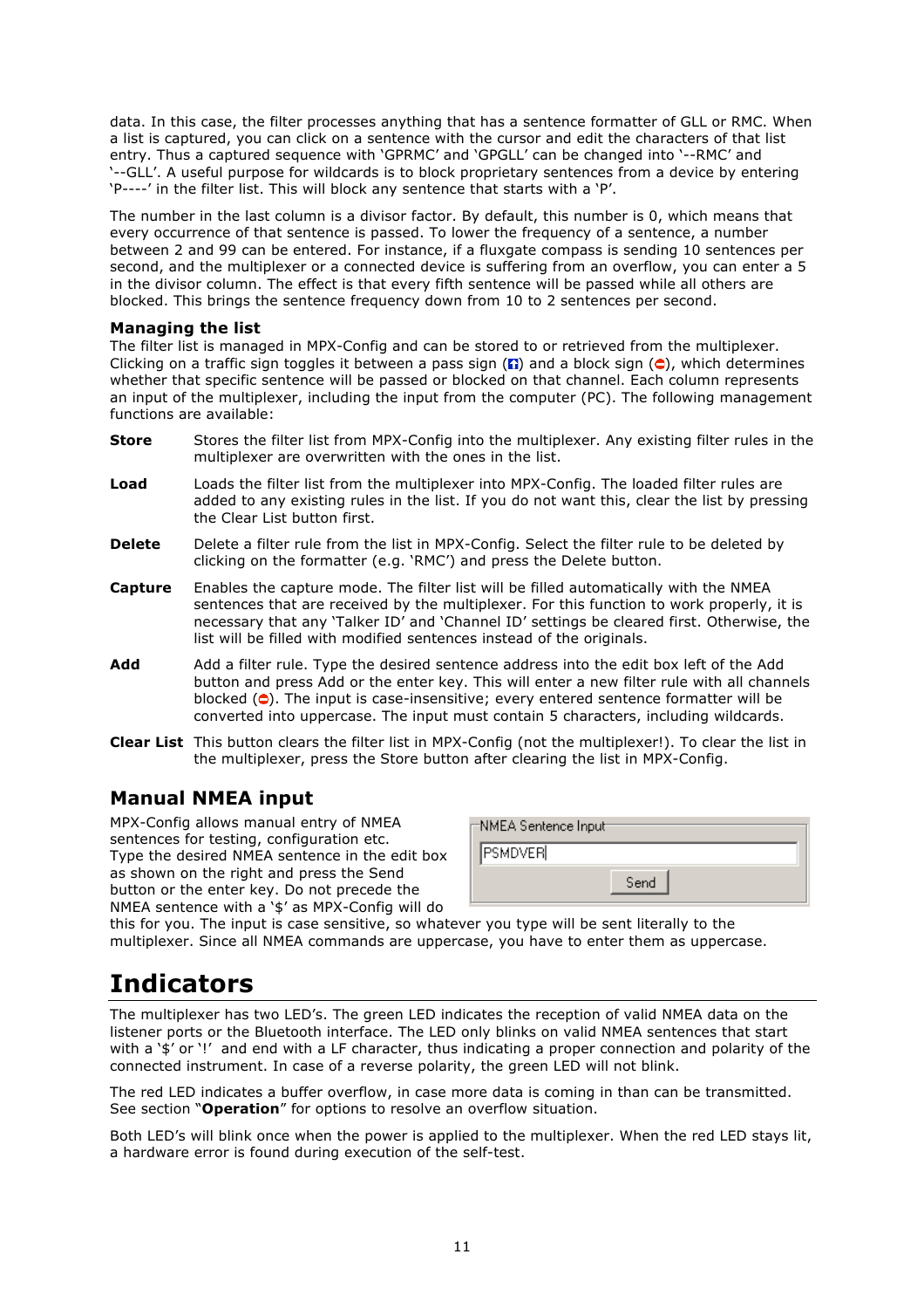data. In this case, the filter processes anything that has a sentence formatter of GLL or RMC. When a list is captured, you can click on a sentence with the cursor and edit the characters of that list entry. Thus a captured sequence with 'GPRMC' and 'GPGLL' can be changed into '--RMC' and '--GLL'. A useful purpose for wildcards is to block proprietary sentences from a device by entering 'P----' in the filter list. This will block any sentence that starts with a 'P'.

The number in the last column is a divisor factor. By default, this number is 0, which means that every occurrence of that sentence is passed. To lower the frequency of a sentence, a number between 2 and 99 can be entered. For instance, if a fluxgate compass is sending 10 sentences per second, and the multiplexer or a connected device is suffering from an overflow, you can enter a 5 in the divisor column. The effect is that every fifth sentence will be passed while all others are blocked. This brings the sentence frequency down from 10 to 2 sentences per second.

### Managing the list

The filter list is managed in MPX-Config and can be stored to or retrieved from the multiplexer. Clicking on a traffic sign toggles it between a pass sign (⬆) and a block sign (⛔), which determines whether that specific sentence will be passed or blocked on that channel. Each column represents an input of the multiplexer, including the input from the computer (PC). The following management functions are available:

**Store** Stores the filter list from MPX-Config into the multiplexer. Any existing filter rules in the multiplexer are overwritten with the ones in the list.

**Load** Loads the filter list from the multiplexer into MPX-Config. The loaded filter rules are added to any existing rules in the list. If you do not want this, clear the list by pressing the Clear List button first.

**Delete** Delete a filter rule from the list in MPX-Config. Select the filter rule to be deleted by clicking on the formatter (e.g. 'RMC') and press the Delete button.

**Capture** Enables the capture mode. The filter list will be filled automatically with the NMEA sentences that are received by the multiplexer. For this function to work properly, it is necessary that any 'Talker ID' and 'Channel ID' settings be cleared first. Otherwise, the list will be filled with modified sentences instead of the originals.

**Add** Add a filter rule. Type the desired sentence address into the edit box left of the Add button and press Add or the enter key. This will enter a new filter rule with all channels blocked (⛔). The input is case-insensitive; every entered sentence formatter will be converted into uppercase. The input must contain 5 characters, including wildcards.

**Clear List** This button clears the filter list in MPX-Config (not the multiplexer!). To clear the list in the multiplexer, press the Store button after clearing the list in MPX-Config.

## Manual NMEA input

MPX-Config allows manual entry of NMEA sentences for testing, configuration etc. Type the desired NMEA sentence in the edit box as shown on the right and press the Send button or the enter key. Do not precede the NMEA sentence with a '$' as MPX-Config will do this for you. The input is case sensitive, so whatever you type will be sent literally to the multiplexer. Since all NMEA commands are uppercase, you have to enter them as uppercase.

NMEA Sentence Input

PSMDVER

Send

# Indicators

The multiplexer has two LED's. The green LED indicates the reception of valid NMEA data on the listener ports or the Bluetooth interface. The LED only blinks on valid NMEA sentences that start with a '$' or '!' and end with a LF character, thus indicating a proper connection and polarity of the connected instrument. In case of a reverse polarity, the green LED will not blink.

The red LED indicates a buffer overflow, in case more data is coming in than can be transmitted. See section "**Operation**" for options to resolve an overflow situation.

Both LED's will blink once when the power is applied to the multiplexer. When the red LED stays lit, a hardware error is found during execution of the self-test.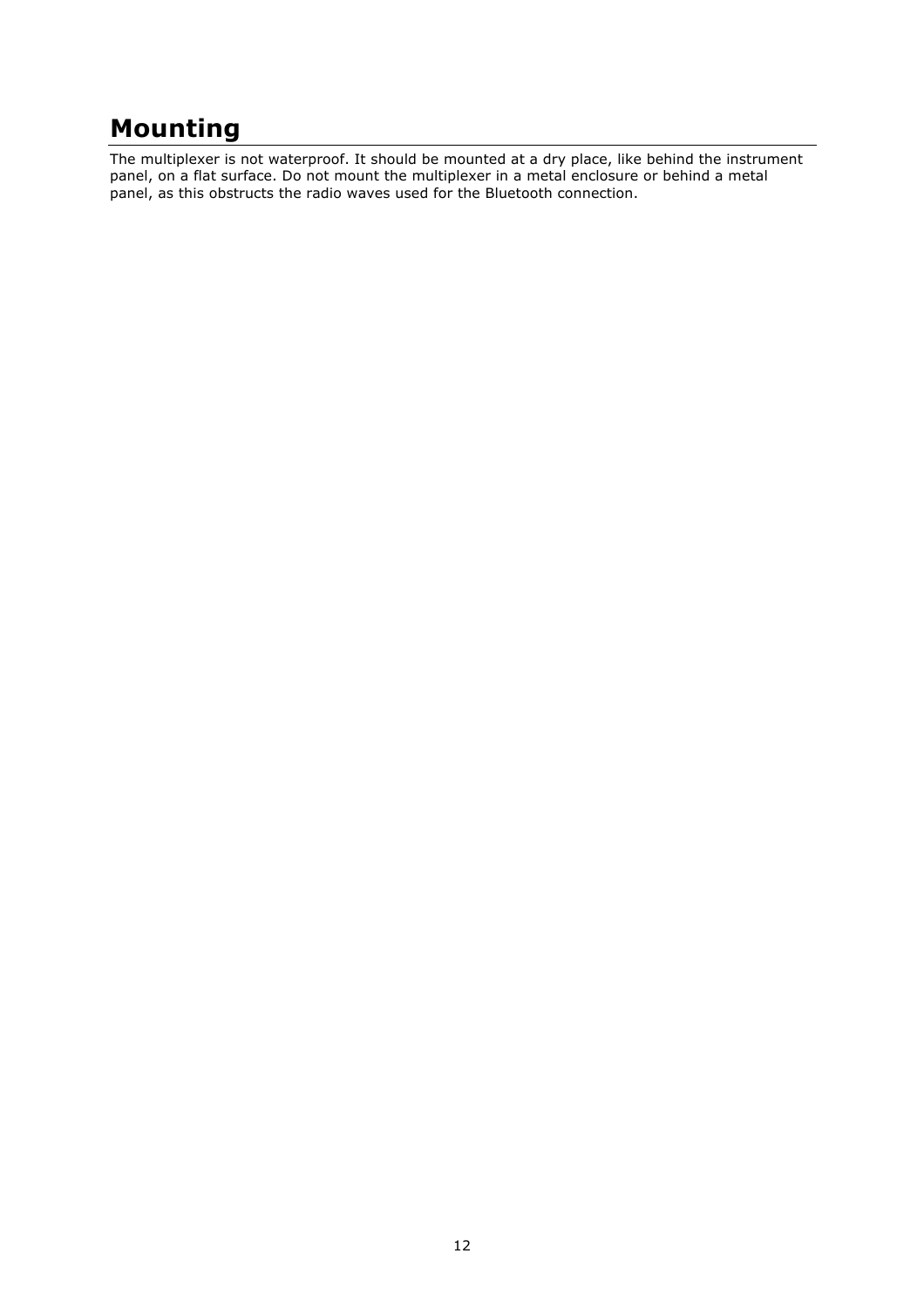# Mounting

The multiplexer is not waterproof. It should be mounted at a dry place, like behind the instrument panel, on a flat surface. Do not mount the multiplexer in a metal enclosure or behind a metal panel, as this obstructs the radio waves used for the Bluetooth connection.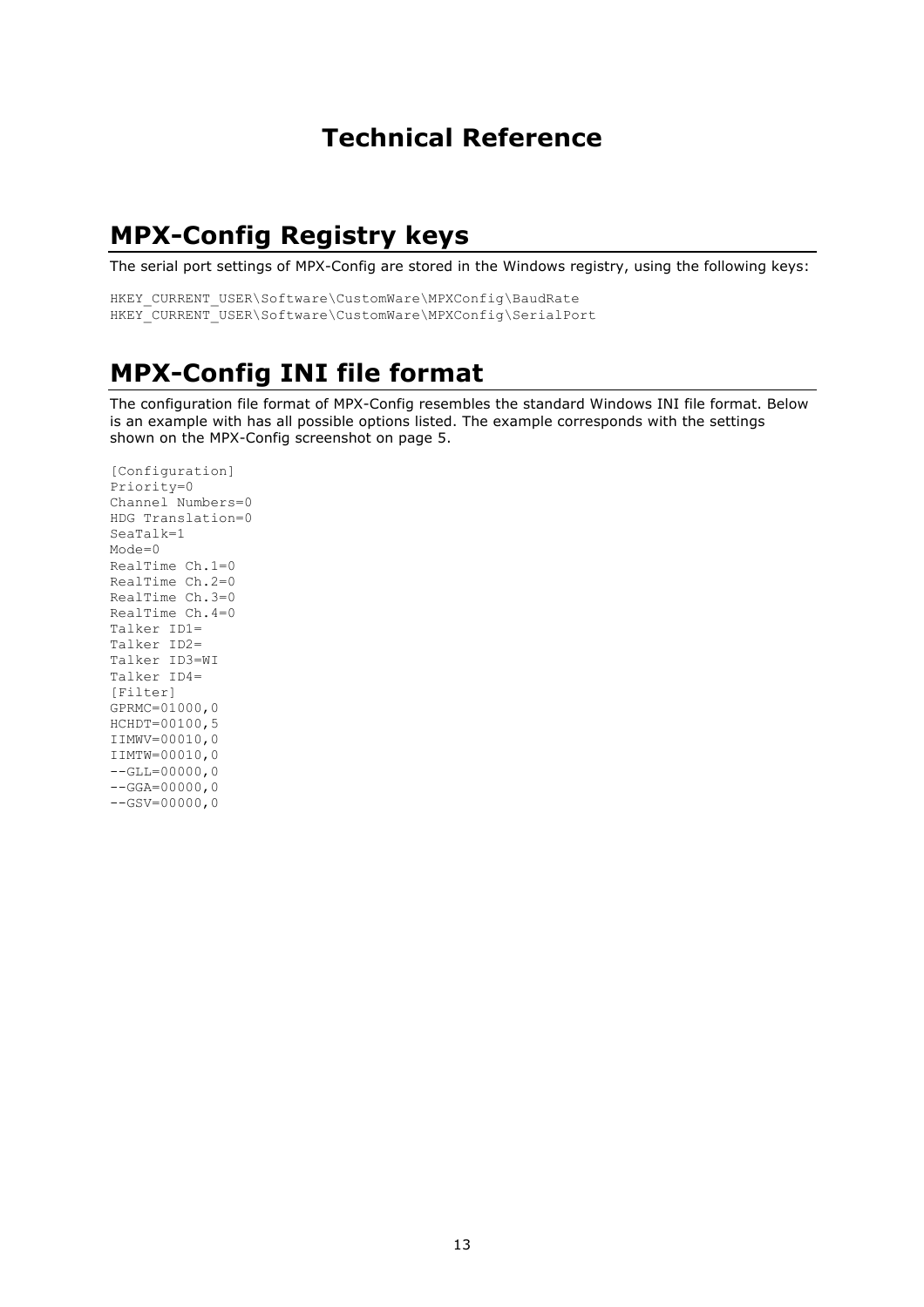# Technical Reference

## MPX-Config Registry keys

The serial port settings of MPX-Config are stored in the Windows registry, using the following keys:

```
HKEY_CURRENT_USER\Software\CustomWare\MPXConfig\BaudRate
HKEY_CURRENT_USER\Software\CustomWare\MPXConfig\SerialPort
```

## MPX-Config INI file format

The configuration file format of MPX-Config resembles the standard Windows INI file format. Below is an example with has all possible options listed. The example corresponds with the settings shown on the MPX-Config screenshot on page 5.

```
[Configuration]
Priority=0
Channel Numbers=0
HDG Translation=0
SeaTalk=1
Mode=0
RealTime Ch.1=0
RealTime Ch.2=0
RealTime Ch.3=0
RealTime Ch.4=0
Talker ID1=
Talker ID2=
Talker ID3=WI
Talker ID4=
[Filter]
GPRMC=01000,0
HCHDT=00100,5
IIMWV=00010,0
IIMTW=00010,0
--GLL=00000,0
--GGA=00000,0
--GSV=00000,0
```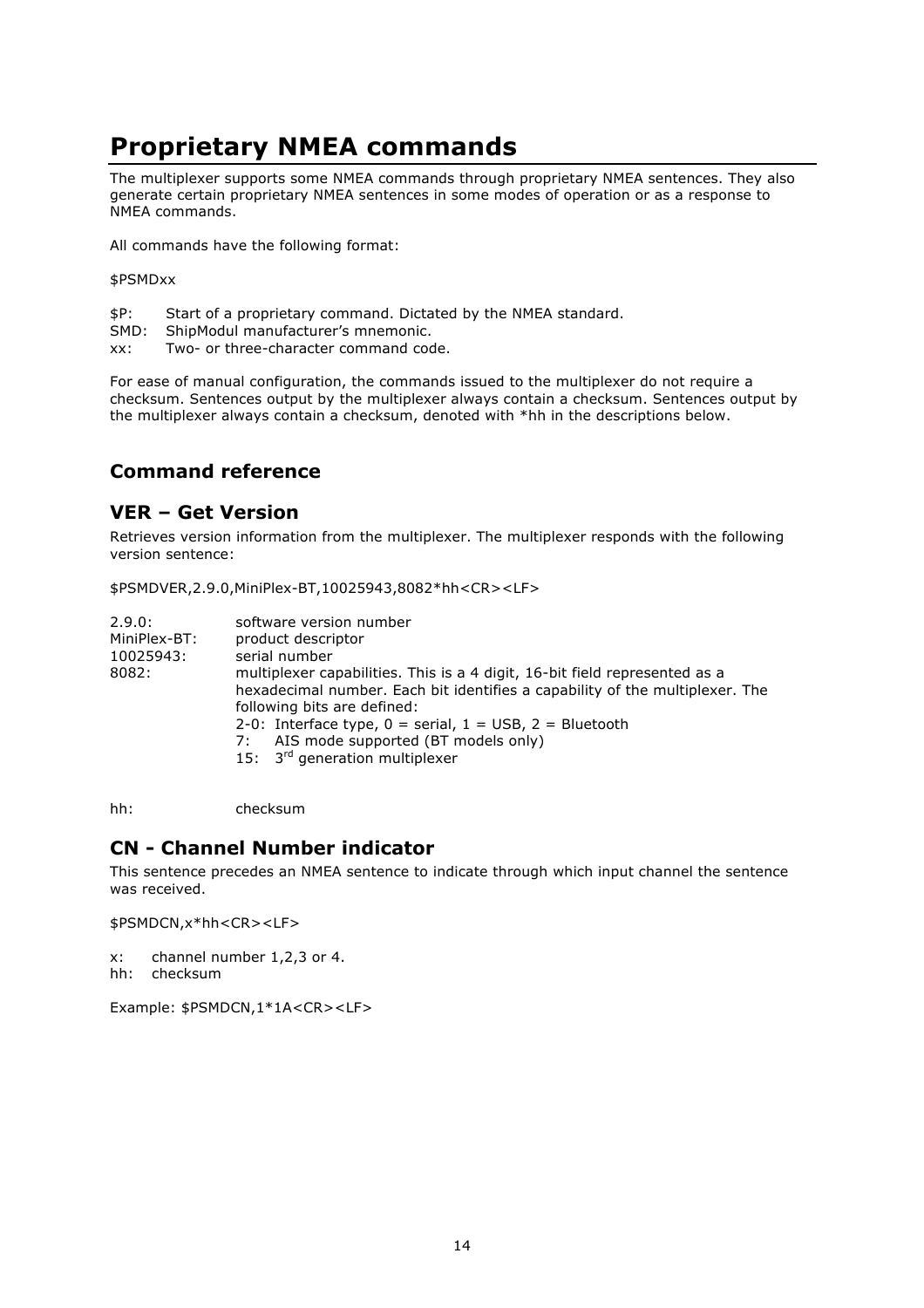# Proprietary NMEA commands

The multiplexer supports some NMEA commands through proprietary NMEA sentences. They also generate certain proprietary NMEA sentences in some modes of operation or as a response to NMEA commands.

All commands have the following format:

$PSMDxx

$P: Start of a proprietary command. Dictated by the NMEA standard.
SMD: ShipModul manufacturer's mnemonic.
xx: Two- or three-character command code.

For ease of manual configuration, the commands issued to the multiplexer do not require a checksum. Sentences output by the multiplexer always contain a checksum. Sentences output by the multiplexer always contain a checksum, denoted with *hh in the descriptions below.

## Command reference

## VER – Get Version

Retrieves version information from the multiplexer. The multiplexer responds with the following version sentence:

$PSMDVER,2.9.0,MiniPlex-BT,10025943,8082*hh<CR><LF>

2.9.0: software version number
MiniPlex-BT: product descriptor
10025943: serial number
8082: multiplexer capabilities. This is a 4 digit, 16-bit field represented as a hexadecimal number. Each bit identifies a capability of the multiplexer. The following bits are defined:

- 2-0: Interface type, 0 = serial, 1 = USB, 2 = Bluetooth
- 7: AIS mode supported (BT models only)
- 15: 3rd generation multiplexer

hh: checksum

## CN - Channel Number indicator

This sentence precedes an NMEA sentence to indicate through which input channel the sentence was received.

$PSMDCN,x*hh<CR><LF>

x: channel number 1,2,3 or 4.
hh: checksum

Example: $PSMDCN,1*1A<CR><LF>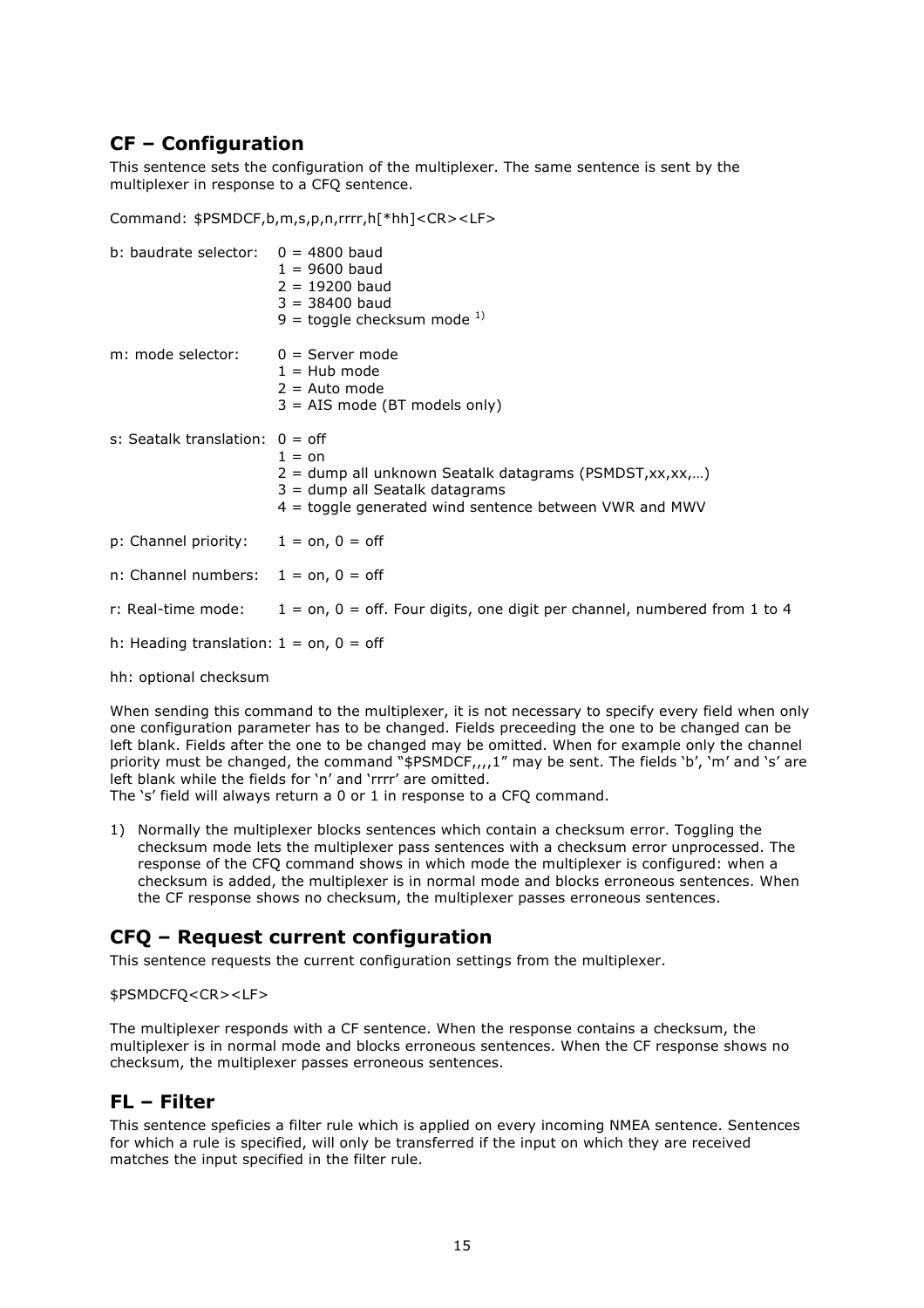## CF – Configuration

This sentence sets the configuration of the multiplexer. The same sentence is sent by the multiplexer in response to a CFQ sentence.

Command: $PSMDCF,b,m,s,p,n,rrrr,h[*hh]<CR><LF>

| | |
|---|---|
| b: baudrate selector: | 0 = 4800 baud<br>1 = 9600 baud<br>2 = 19200 baud<br>3 = 38400 baud<br>9 = toggle checksum mode [1)] |
| m: mode selector: | 0 = Server mode<br>1 = Hub mode<br>2 = Auto mode<br>3 = AIS mode (BT models only) |
| s: Seatalk translation: | 0 = off<br>1 = on<br>2 = dump all unknown Seatalk datagrams (PSMDST,xx,xx,…)<br>3 = dump all Seatalk datagrams<br>4 = toggle generated wind sentence between VWR and MWV |
| p: Channel priority: | 1 = on, 0 = off |
| n: Channel numbers: | 1 = on, 0 = off |
| r: Real-time mode: | 1 = on, 0 = off. Four digits, one digit per channel, numbered from 1 to 4 |
| h: Heading translation: | 1 = on, 0 = off |

hh: optional checksum

When sending this command to the multiplexer, it is not necessary to specify every field when only one configuration parameter has to be changed. Fields preceeding the one to be changed can be left blank. Fields after the one to be changed may be omitted. When for example only the channel priority must be changed, the command "$PSMDCF,,,,1" may be sent. The fields 'b', 'm' and 's' are left blank while the fields for 'n' and 'rrrr' are omitted.
The 's' field will always return a 0 or 1 in response to a CFQ command.

1) Normally the multiplexer blocks sentences which contain a checksum error. Toggling the checksum mode lets the multiplexer pass sentences with a checksum error unprocessed. The response of the CFQ command shows in which mode the multiplexer is configured: when a checksum is added, the multiplexer is in normal mode and blocks erroneous sentences. When the CF response shows no checksum, the multiplexer passes erroneous sentences.

## CFQ – Request current configuration

This sentence requests the current configuration settings from the multiplexer.

$PSMDCFQ<CR><LF>

The multiplexer responds with a CF sentence. When the response contains a checksum, the multiplexer is in normal mode and blocks erroneous sentences. When the CF response shows no checksum, the multiplexer passes erroneous sentences.

## FL – Filter

This sentence speficies a filter rule which is applied on every incoming NMEA sentence. Sentences for which a rule is specified, will only be transferred if the input on which they are received matches the input specified in the filter rule.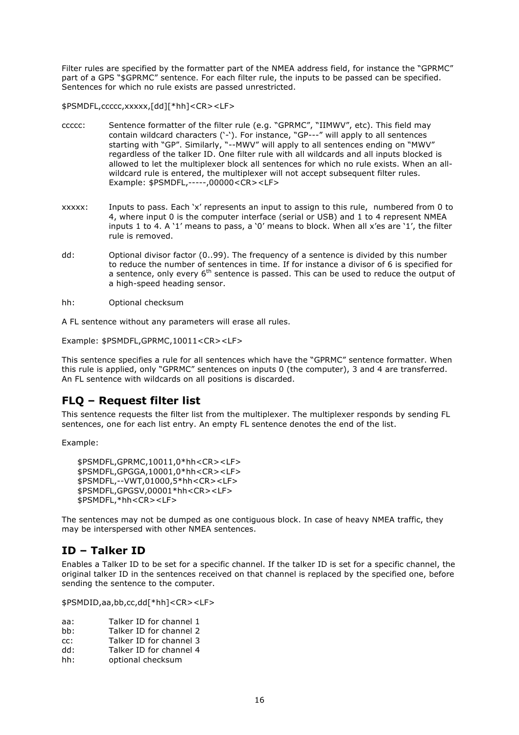Filter rules are specified by the formatter part of the NMEA address field, for instance the "GPRMC" part of a GPS "$GPRMC" sentence. For each filter rule, the inputs to be passed can be specified. Sentences for which no rule exists are passed unrestricted.

$PSMDFL,ccccc,xxxxx,[dd][*hh]<CR><LF>

ccccc: Sentence formatter of the filter rule (e.g. "GPRMC", "IIMWV", etc). This field may contain wildcard characters ('-'). For instance, "GP---" will apply to all sentences starting with "GP". Similarly, "--MWV" will apply to all sentences ending on "MWV" regardless of the talker ID. One filter rule with all wildcards and all inputs blocked is allowed to let the multiplexer block all sentences for which no rule exists. When an all-wildcard rule is entered, the multiplexer will not accept subsequent filter rules. Example: $PSMDFL,-----,00000<CR><LF>

xxxxx: Inputs to pass. Each 'x' represents an input to assign to this rule, numbered from 0 to 4, where input 0 is the computer interface (serial or USB) and 1 to 4 represent NMEA inputs 1 to 4. A '1' means to pass, a '0' means to block. When all x'es are '1', the filter rule is removed.

dd: Optional divisor factor (0..99). The frequency of a sentence is divided by this number to reduce the number of sentences in time. If for instance a divisor of 6 is specified for a sentence, only every 6th sentence is passed. This can be used to reduce the output of a high-speed heading sensor.

hh: Optional checksum

A FL sentence without any parameters will erase all rules.

Example: $PSMDFL,GPRMC,10011<CR><LF>

This sentence specifies a rule for all sentences which have the "GPRMC" sentence formatter. When this rule is applied, only "GPRMC" sentences on inputs 0 (the computer), 3 and 4 are transferred. An FL sentence with wildcards on all positions is discarded.

## FLQ – Request filter list

This sentence requests the filter list from the multiplexer. The multiplexer responds by sending FL sentences, one for each list entry. An empty FL sentence denotes the end of the list.

Example:

```
$PSMDFL,GPRMC,10011,0*hh<CR><LF>
$PSMDFL,GPGGA,10001,0*hh<CR><LF>
$PSMDFL,--VWT,01000,5*hh<CR><LF>
$PSMDFL,GPGSV,00001*hh<CR><LF>
$PSMDFL,*hh<CR><LF>
```

The sentences may not be dumped as one contiguous block. In case of heavy NMEA traffic, they may be interspersed with other NMEA sentences.

## ID – Talker ID

Enables a Talker ID to be set for a specific channel. If the talker ID is set for a specific channel, the original talker ID in the sentences received on that channel is replaced by the specified one, before sending the sentence to the computer.

$PSMDID,aa,bb,cc,dd[*hh]<CR><LF>

aa: Talker ID for channel 1
bb: Talker ID for channel 2
cc: Talker ID for channel 3
dd: Talker ID for channel 4
hh: optional checksum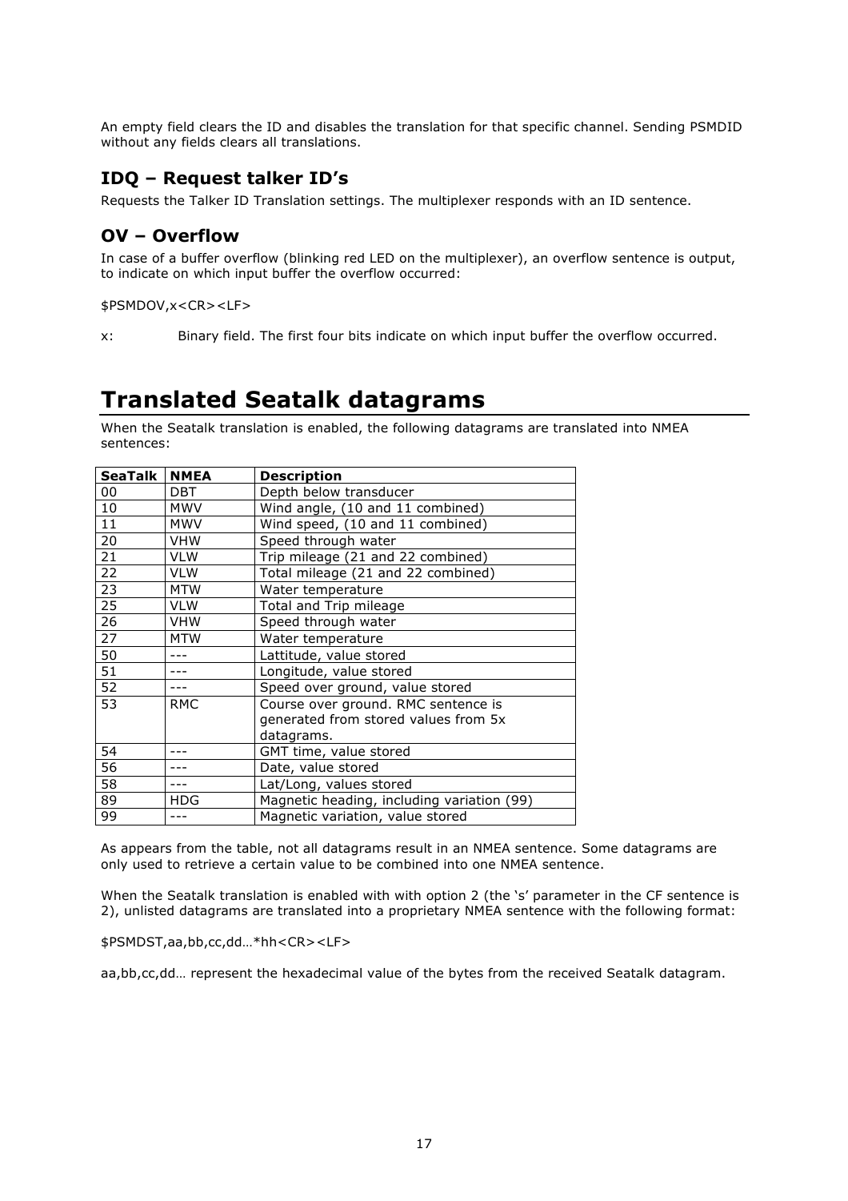An empty field clears the ID and disables the translation for that specific channel. Sending PSMDID without any fields clears all translations.

## IDQ – Request talker ID's

Requests the Talker ID Translation settings. The multiplexer responds with an ID sentence.

## OV – Overflow

In case of a buffer overflow (blinking red LED on the multiplexer), an overflow sentence is output, to indicate on which input buffer the overflow occurred:

$PSMDOV,x<CR><LF>

x: Binary field. The first four bits indicate on which input buffer the overflow occurred.

# Translated Seatalk datagrams

When the Seatalk translation is enabled, the following datagrams are translated into NMEA sentences:

| SeaTalk | NMEA | Description |
|---|---|---|
| 00 | DBT | Depth below transducer |
| 10 | MWV | Wind angle, (10 and 11 combined) |
| 11 | MWV | Wind speed, (10 and 11 combined) |
| 20 | VHW | Speed through water |
| 21 | VLW | Trip mileage (21 and 22 combined) |
| 22 | VLW | Total mileage (21 and 22 combined) |
| 23 | MTW | Water temperature |
| 25 | VLW | Total and Trip mileage |
| 26 | VHW | Speed through water |
| 27 | MTW | Water temperature |
| 50 | --- | Lattitude, value stored |
| 51 | --- | Longitude, value stored |
| 52 | --- | Speed over ground, value stored |
| 53 | RMC | Course over ground. RMC sentence is generated from stored values from 5x datagrams. |
| 54 | --- | GMT time, value stored |
| 56 | --- | Date, value stored |
| 58 | --- | Lat/Long, values stored |
| 89 | HDG | Magnetic heading, including variation (99) |
| 99 | --- | Magnetic variation, value stored |

As appears from the table, not all datagrams result in an NMEA sentence. Some datagrams are only used to retrieve a certain value to be combined into one NMEA sentence.

When the Seatalk translation is enabled with with option 2 (the 's' parameter in the CF sentence is 2), unlisted datagrams are translated into a proprietary NMEA sentence with the following format:

$PSMDST,aa,bb,cc,dd…*hh<CR><LF>

aa,bb,cc,dd… represent the hexadecimal value of the bytes from the received Seatalk datagram.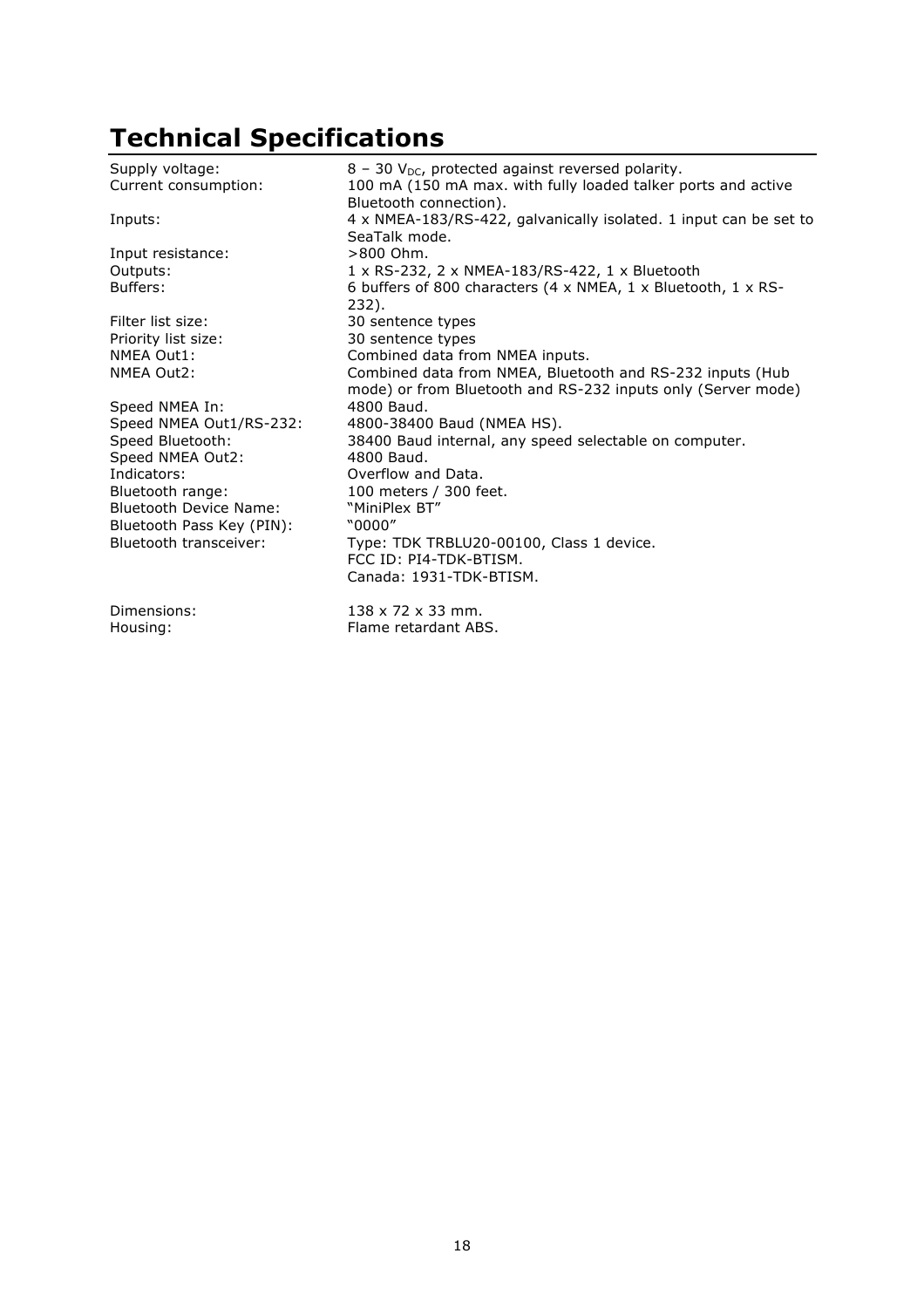# Technical Specifications

| | |
|---|---|
| Supply voltage: | 8 – 30 $V_{DC}$, protected against reversed polarity. |
| Current consumption: | 100 mA (150 mA max. with fully loaded talker ports and active Bluetooth connection). |
| Inputs: | 4 x NMEA-183/RS-422, galvanically isolated. 1 input can be set to SeaTalk mode. |
| Input resistance: | >800 Ohm. |
| Outputs: | 1 x RS-232, 2 x NMEA-183/RS-422, 1 x Bluetooth |
| Buffers: | 6 buffers of 800 characters (4 x NMEA, 1 x Bluetooth, 1 x RS-232). |
| Filter list size: | 30 sentence types |
| Priority list size: | 30 sentence types |
| NMEA Out1: | Combined data from NMEA inputs. |
| NMEA Out2: | Combined data from NMEA, Bluetooth and RS-232 inputs (Hub mode) or from Bluetooth and RS-232 inputs only (Server mode) |
| Speed NMEA In: | 4800 Baud. |
| Speed NMEA Out1/RS-232: | 4800-38400 Baud (NMEA HS). |
| Speed Bluetooth: | 38400 Baud internal, any speed selectable on computer. |
| Speed NMEA Out2: | 4800 Baud. |
| Indicators: | Overflow and Data. |
| Bluetooth range: | 100 meters / 300 feet. |
| Bluetooth Device Name: | "MiniPlex BT" |
| Bluetooth Pass Key (PIN): | "0000" |
| Bluetooth transceiver: | Type: TDK TRBLU20-00100, Class 1 device.<br>FCC ID: PI4-TDK-BTISM.<br>Canada: 1931-TDK-BTISM. |
| Dimensions: | 138 x 72 x 33 mm. |
| Housing: | Flame retardant ABS. |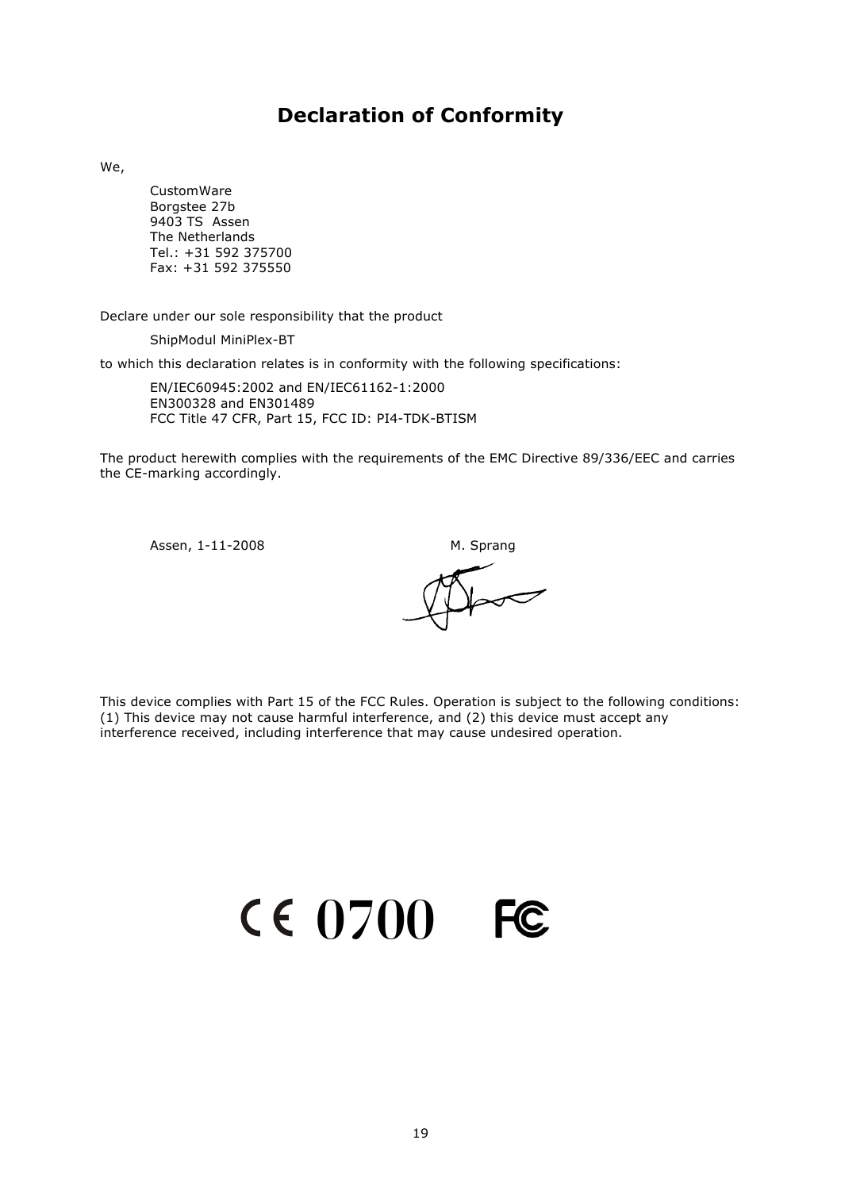# Declaration of Conformity

We,

CustomWare
Borgstee 27b
9403 TS  Assen
The Netherlands
Tel.: +31 592 375700
Fax: +31 592 375550

Declare under our sole responsibility that the product

ShipModul MiniPlex-BT

to which this declaration relates is in conformity with the following specifications:

EN/IEC60945:2002 and EN/IEC61162-1:2000
EN300328 and EN301489
FCC Title 47 CFR, Part 15, FCC ID: PI4-TDK-BTISM

The product herewith complies with the requirements of the EMC Directive 89/336/EEC and carries the CE-marking accordingly.

Assen, 1-11-2008 M. Sprang

This device complies with Part 15 of the FCC Rules. Operation is subject to the following conditions: (1) This device may not cause harmful interference, and (2) this device must accept any interference received, including interference that may cause undesired operation.

CE 0700 FC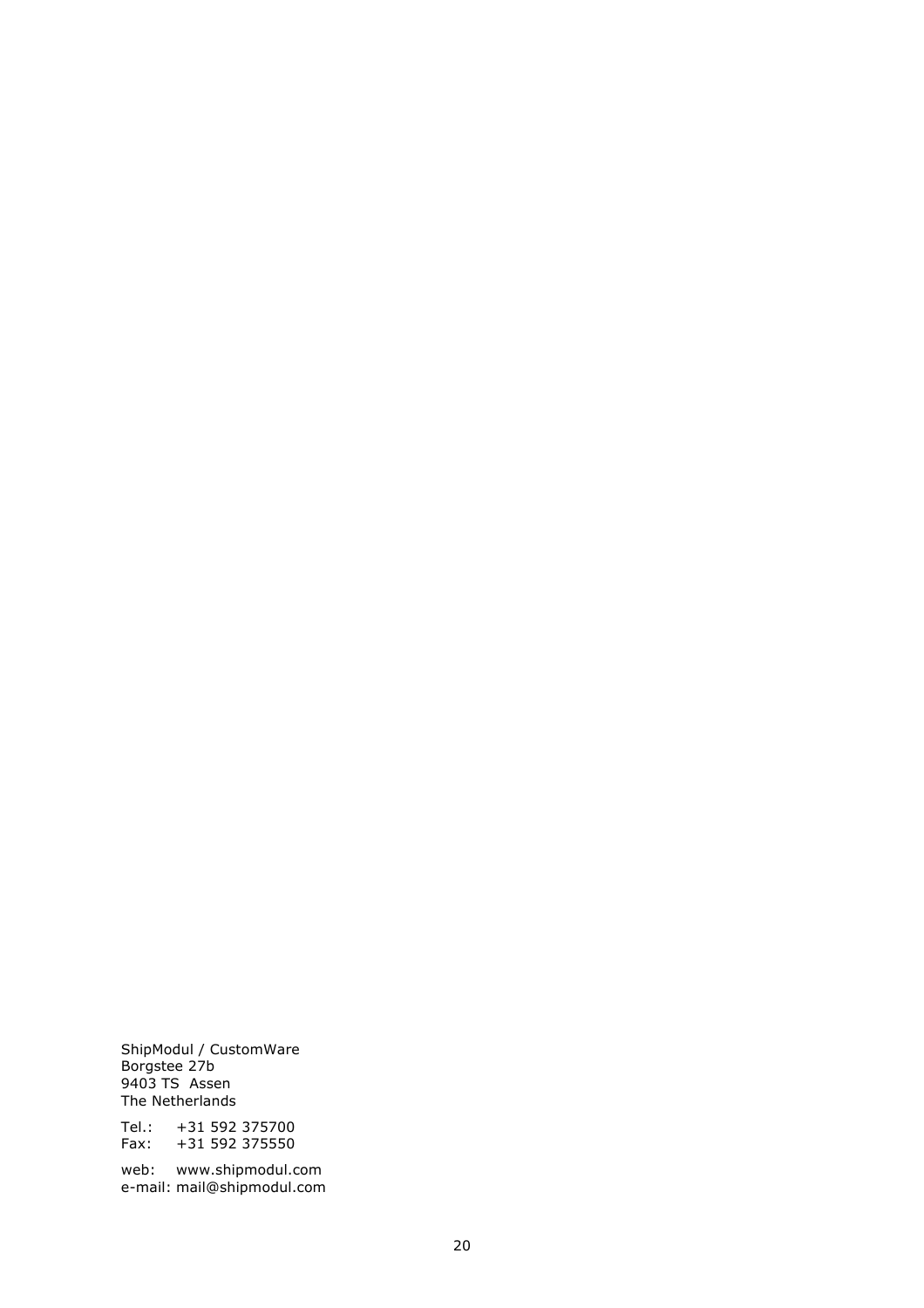ShipModul / CustomWare
Borgstee 27b
9403 TS  Assen
The Netherlands

Tel.:  +31 592 375700
Fax:  +31 592 375550

web:  www.shipmodul.com
e-mail: mail@shipmodul.com